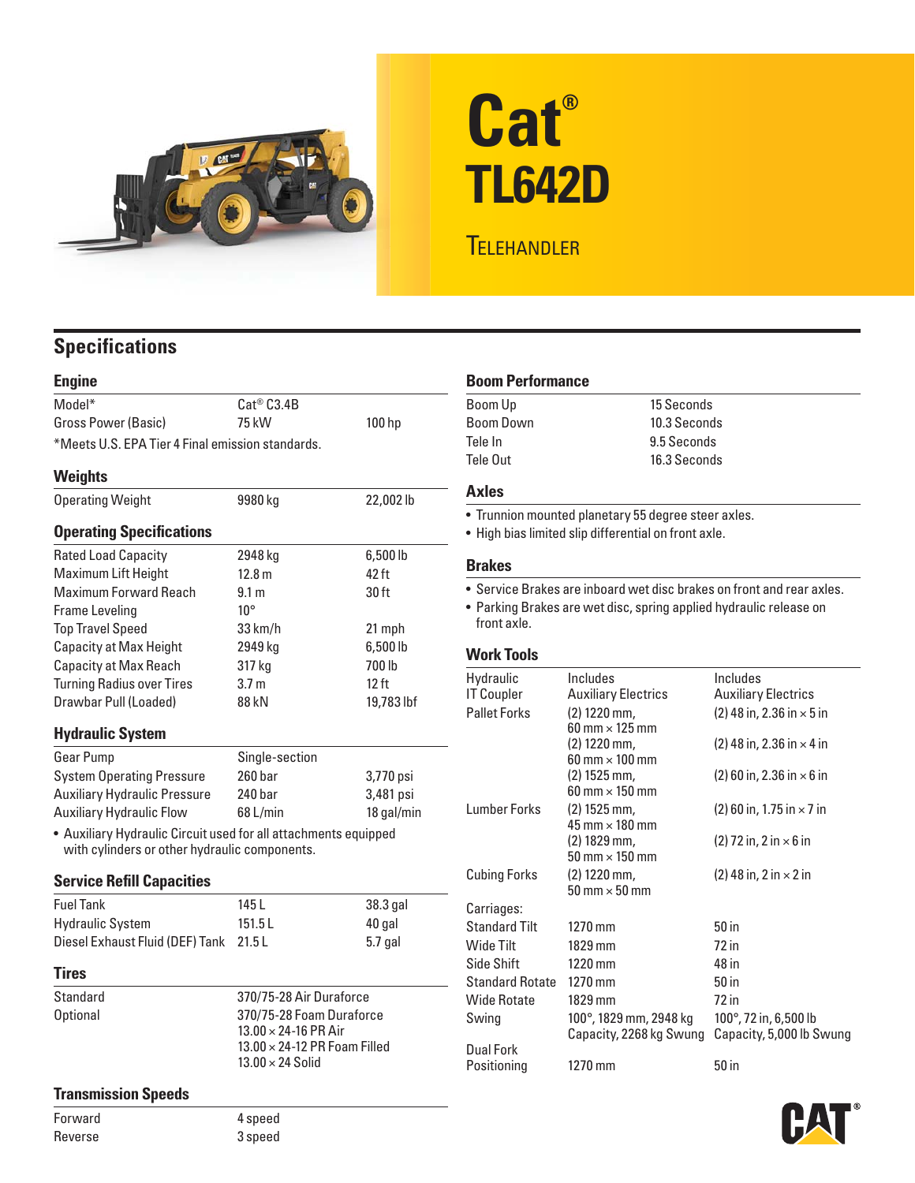# Cat® TL642D

## Telehandler

## Specifications

### Engine

| | | |
|---|---|---|
| Model* | Cat® C3.4B | |
| Gross Power (Basic) | 75 kW | 100 hp |

*Meets U.S. EPA Tier 4 Final emission standards.

### Weights

| | | |
|---|---|---|
| Operating Weight | 9980 kg | 22,002 lb |

### Operating Specifications

| | | |
|---|---|---|
| Rated Load Capacity | 2948 kg | 6,500 lb |
| Maximum Lift Height | 12.8 m | 42 ft |
| Maximum Forward Reach | 9.1 m | 30 ft |
| Frame Leveling | 10° | |
| Top Travel Speed | 33 km/h | 21 mph |
| Capacity at Max Height | 2949 kg | 6,500 lb |
| Capacity at Max Reach | 317 kg | 700 lb |
| Turning Radius over Tires | 3.7 m | 12 ft |
| Drawbar Pull (Loaded) | 88 kN | 19,783 lbf |

### Hydraulic System

| | | |
|---|---|---|
| Gear Pump | Single-section | |
| System Operating Pressure | 260 bar | 3,770 psi |
| Auxiliary Hydraulic Pressure | 240 bar | 3,481 psi |
| Auxiliary Hydraulic Flow | 68 L/min | 18 gal/min |

- Auxiliary Hydraulic Circuit used for all attachments equipped with cylinders or other hydraulic components.

### Service Refill Capacities

| | | |
|---|---|---|
| Fuel Tank | 145 L | 38.3 gal |
| Hydraulic System | 151.5 L | 40 gal |
| Diesel Exhaust Fluid (DEF) Tank | 21.5 L | 5.7 gal |

### Tires

| | |
|---|---|
| Standard | 370/75-28 Air Duraforce |
| Optional | 370/75-28 Foam Duraforce<br>13.00 × 24-16 PR Air<br>13.00 × 24-12 PR Foam Filled<br>13.00 × 24 Solid |

### Transmission Speeds

| | |
|---|---|
| Forward | 4 speed |
| Reverse | 3 speed |

### Boom Performance

| | |
|---|---|
| Boom Up | 15 Seconds |
| Boom Down | 10.3 Seconds |
| Tele In | 9.5 Seconds |
| Tele Out | 16.3 Seconds |

### Axles

- Trunnion mounted planetary 55 degree steer axles.
- High bias limited slip differential on front axle.

### Brakes

- Service Brakes are inboard wet disc brakes on front and rear axles.
- Parking Brakes are wet disc, spring applied hydraulic release on front axle.

### Work Tools

| | | |
|---|---|---|
| Hydraulic IT Coupler | Includes Auxiliary Electrics | Includes Auxiliary Electrics |
| Pallet Forks | (2) 1220 mm, 60 mm × 125 mm | (2) 48 in, 2.36 in × 5 in |
| | (2) 1220 mm, 60 mm × 100 mm | (2) 48 in, 2.36 in × 4 in |
| | (2) 1525 mm, 60 mm × 150 mm | (2) 60 in, 2.36 in × 6 in |
| Lumber Forks | (2) 1525 mm, 45 mm × 180 mm | (2) 60 in, 1.75 in × 7 in |
| | (2) 1829 mm, 50 mm × 150 mm | (2) 72 in, 2 in × 6 in |
| Cubing Forks | (2) 1220 mm, 50 mm × 50 mm | (2) 48 in, 2 in × 2 in |
| Carriages: | | |
| Standard Tilt | 1270 mm | 50 in |
| Wide Tilt | 1829 mm | 72 in |
| Side Shift | 1220 mm | 48 in |
| Standard Rotate | 1270 mm | 50 in |
| Wide Rotate | 1829 mm | 72 in |
| Swing | 100°, 1829 mm, 2948 kg Capacity, 2268 kg Swung | 100°, 72 in, 6,500 lb Capacity, 5,000 lb Swung |
| Dual Fork Positioning | 1270 mm | 50 in |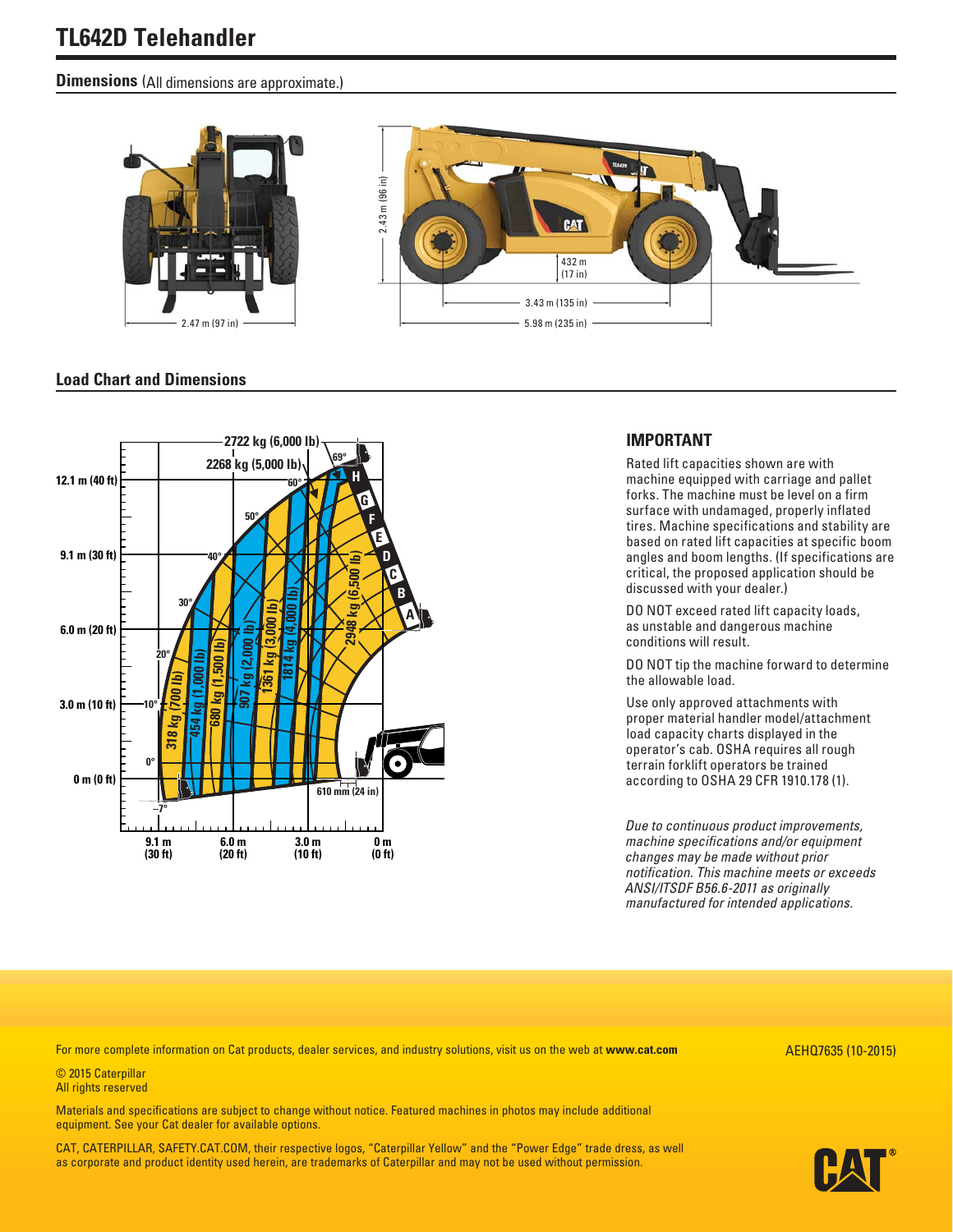# TL642D Telehandler

## Dimensions (All dimensions are approximate.)

2.47 m (97 in)

2.43 m (96 in)

432 m
(17 in)

3.43 m (135 in)

5.98 m (235 in)

## Load Chart and Dimensions

2722 kg (6,000 lb)

2268 kg (5,000 lb)

69°

60°

50°

40°

30°

20°

10°

0°

–7°

H

G

F

E

D

C

B

A

12.1 m (40 ft)

9.1 m (30 ft)

6.0 m (20 ft)

3.0 m (10 ft)

0 m (0 ft)

318 kg (700 lb)

454 kg (1,000 lb)

680 kg (1,500 lb)

907 kg (2,000 lb)

1361 kg (3,000 lb)

1814 kg (4,000 lb)

2948 kg (6,500 lb)

610 mm (24 in)

9.1 m
(30 ft)

6.0 m
(20 ft)

3.0 m
(10 ft)

0 m
(0 ft)

### IMPORTANT

Rated lift capacities shown are with machine equipped with carriage and pallet forks. The machine must be level on a firm surface with undamaged, properly inflated tires. Machine specifications and stability are based on rated lift capacities at specific boom angles and boom lengths. (If specifications are critical, the proposed application should be discussed with your dealer.)

DO NOT exceed rated lift capacity loads, as unstable and dangerous machine conditions will result.

DO NOT tip the machine forward to determine the allowable load.

Use only approved attachments with proper material handler model/attachment load capacity charts displayed in the operator's cab. OSHA requires all rough terrain forklift operators be trained according to OSHA 29 CFR 1910.178 (1).

*Due to continuous product improvements, machine specifications and/or equipment changes may be made without prior notification. This machine meets or exceeds ANSI/ITSDF B56.6-2011 as originally manufactured for intended applications.*

For more complete information on Cat products, dealer services, and industry solutions, visit us on the web at **www.cat.com**

AEHQ7635 (10-2015)

© 2015 Caterpillar
All rights reserved

Materials and specifications are subject to change without notice. Featured machines in photos may include additional equipment. See your Cat dealer for available options.

CAT, CATERPILLAR, SAFETY.CAT.COM, their respective logos, "Caterpillar Yellow" and the "Power Edge" trade dress, as well as corporate and product identity used herein, are trademarks of Caterpillar and may not be used without permission.